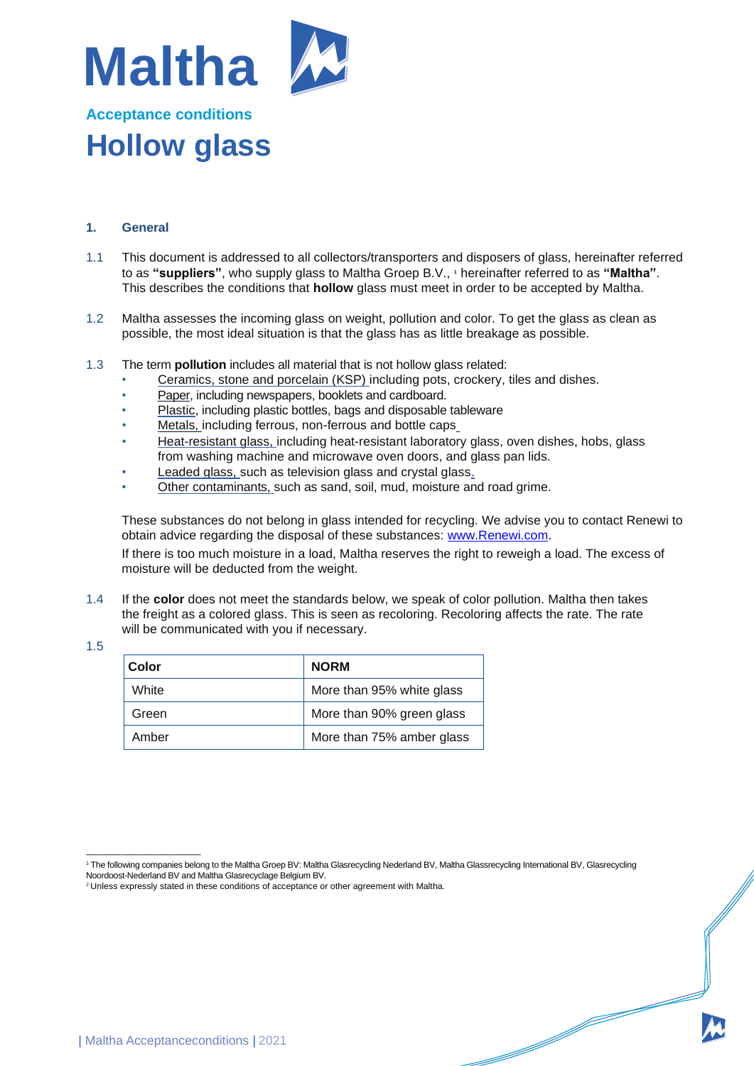# Maltha

## Acceptance conditions

# Hollow glass

### 1. General

1.1 This document is addressed to all collectors/transporters and disposers of glass, hereinafter referred to as **"suppliers"**, who supply glass to Maltha Groep B.V., [1] hereinafter referred to as **"Maltha"**. This describes the conditions that **hollow** glass must meet in order to be accepted by Maltha.

1.2 Maltha assesses the incoming glass on weight, pollution and color. To get the glass as clean as possible, the most ideal situation is that the glass has as little breakage as possible.

1.3 The term **pollution** includes all material that is not hollow glass related:

- Ceramics, stone and porcelain (KSP) including pots, crockery, tiles and dishes.
- Paper, including newspapers, booklets and cardboard.
- Plastic, including plastic bottles, bags and disposable tableware
- Metals, including ferrous, non-ferrous and bottle caps
- Heat-resistant glass, including heat-resistant laboratory glass, oven dishes, hobs, glass from washing machine and microwave oven doors, and glass pan lids.
- Leaded glass, such as television glass and crystal glass.
- Other contaminants, such as sand, soil, mud, moisture and road grime.

These substances do not belong in glass intended for recycling. We advise you to contact Renewi to obtain advice regarding the disposal of these substances: www.Renewi.com.

If there is too much moisture in a load, Maltha reserves the right to reweigh a load. The excess of moisture will be deducted from the weight.

1.4 If the **color** does not meet the standards below, we speak of color pollution. Maltha then takes the freight as a colored glass. This is seen as recoloring. Recoloring affects the rate. The rate will be communicated with you if necessary.

1.5

| Color | NORM |
|---|---|
| White | More than 95% white glass |
| Green | More than 90% green glass |
| Amber | More than 75% amber glass |

---

[1] The following companies belong to the Maltha Groep BV: Maltha Glasrecycling Nederland BV, Maltha Glassrecycling International BV, Glasrecycling Noordoost-Nederland BV and Maltha Glasrecyclage Belgium BV.

[2] Unless expressly stated in these conditions of acceptance or other agreement with Maltha.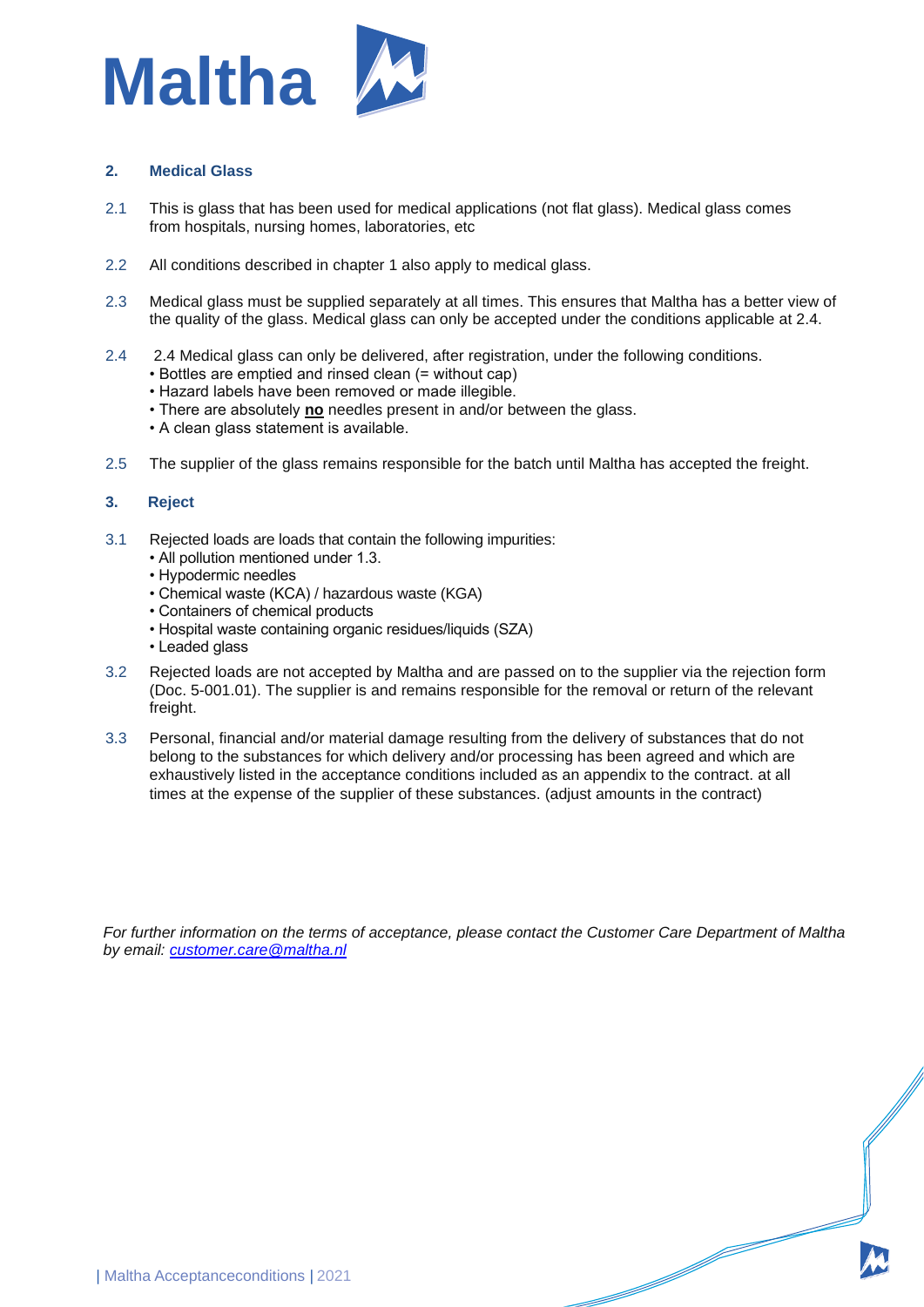# Maltha

## 2. Medical Glass

2.1 This is glass that has been used for medical applications (not flat glass). Medical glass comes from hospitals, nursing homes, laboratories, etc

2.2 All conditions described in chapter 1 also apply to medical glass.

2.3 Medical glass must be supplied separately at all times. This ensures that Maltha has a better view of the quality of the glass. Medical glass can only be accepted under the conditions applicable at 2.4.

2.4 2.4 Medical glass can only be delivered, after registration, under the following conditions.
- Bottles are emptied and rinsed clean (= without cap)
- Hazard labels have been removed or made illegible.
- There are absolutely **<u>no</u>** needles present in and/or between the glass.
- A clean glass statement is available.

2.5 The supplier of the glass remains responsible for the batch until Maltha has accepted the freight.

## 3. Reject

3.1 Rejected loads are loads that contain the following impurities:
- All pollution mentioned under 1.3.
- Hypodermic needles
- Chemical waste (KCA) / hazardous waste (KGA)
- Containers of chemical products
- Hospital waste containing organic residues/liquids (SZA)
- Leaded glass

3.2 Rejected loads are not accepted by Maltha and are passed on to the supplier via the rejection form (Doc. 5-001.01). The supplier is and remains responsible for the removal or return of the relevant freight.

3.3 Personal, financial and/or material damage resulting from the delivery of substances that do not belong to the substances for which delivery and/or processing has been agreed and which are exhaustively listed in the acceptance conditions included as an appendix to the contract. at all times at the expense of the supplier of these substances. (adjust amounts in the contract)

*For further information on the terms of acceptance, please contact the Customer Care Department of Maltha by email: customer.care@maltha.nl*